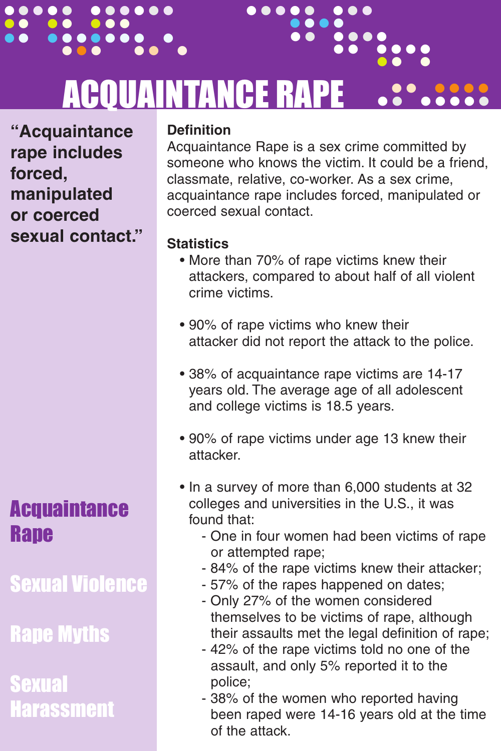# ACQUAINTANCE RAPE

> "Acquaintance rape includes forced, manipulated or coerced sexual contact."

**Definition**

Acquaintance Rape is a sex crime committed by someone who knows the victim. It could be a friend, classmate, relative, co-worker. As a sex crime, acquaintance rape includes forced, manipulated or coerced sexual contact.

**Statistics**

- More than 70% of rape victims knew their attackers, compared to about half of all violent crime victims.
- 90% of rape victims who knew their attacker did not report the attack to the police.
- 38% of acquaintance rape victims are 14-17 years old. The average age of all adolescent and college victims is 18.5 years.
- 90% of rape victims under age 13 knew their attacker.
- In a survey of more than 6,000 students at 32 colleges and universities in the U.S., it was found that:
  - One in four women had been victims of rape or attempted rape;
  - 84% of the rape victims knew their attacker;
  - 57% of the rapes happened on dates;
  - Only 27% of the women considered themselves to be victims of rape, although their assaults met the legal definition of rape;
  - 42% of the rape victims told no one of the assault, and only 5% reported it to the police;
  - 38% of the women who reported having been raped were 14-16 years old at the time of the attack.

**Acquaintance Rape**

Sexual Violence

Rape Myths

Sexual Harassment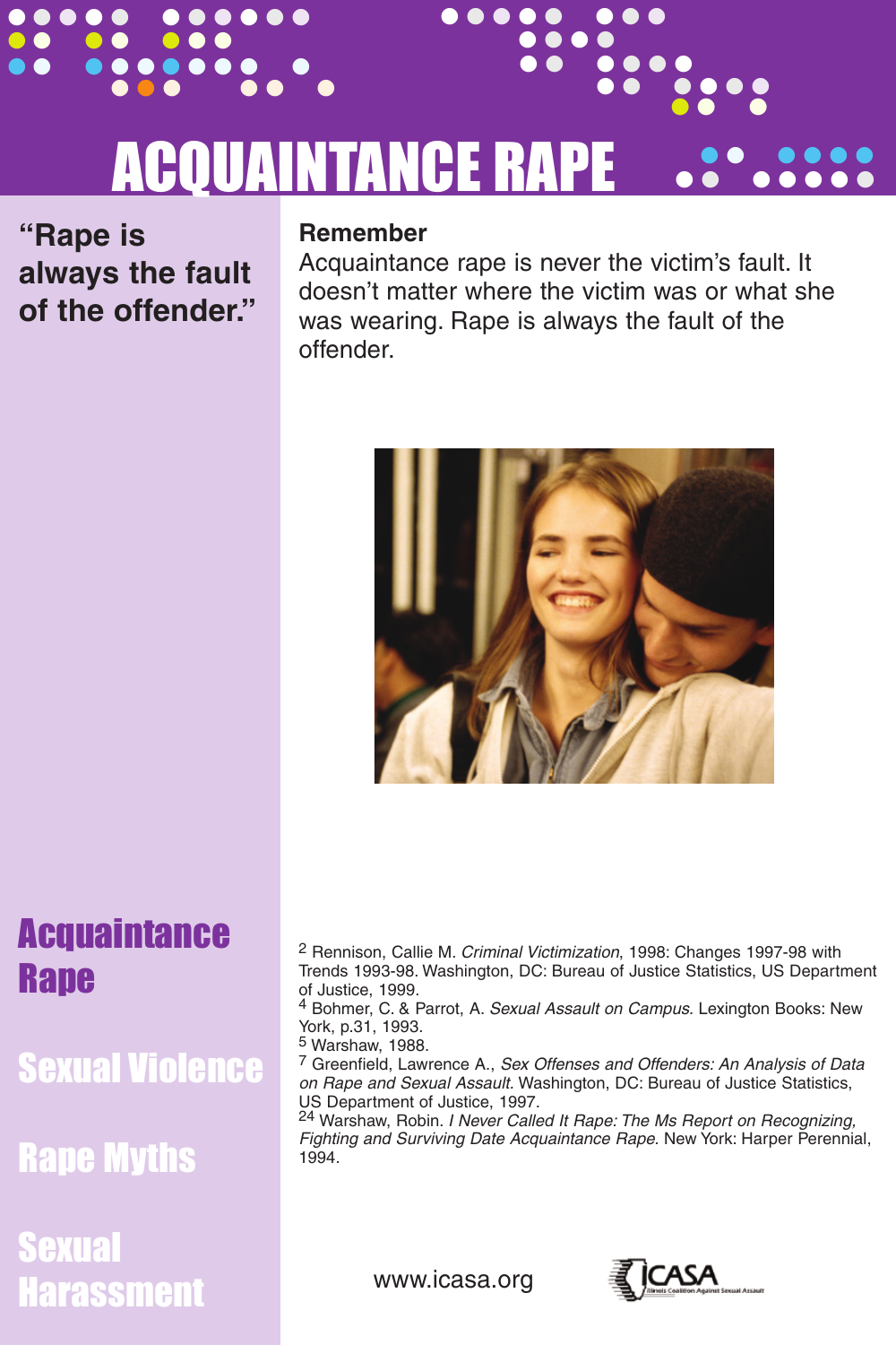# ACQUAINTANCE RAPE

**"Rape is always the fault of the offender."**

**Remember**

Acquaintance rape is never the victim's fault. It doesn't matter where the victim was or what she was wearing. Rape is always the fault of the offender.

[2] Rennison, Callie M. *Criminal Victimization*, 1998: Changes 1997-98 with Trends 1993-98. Washington, DC: Bureau of Justice Statistics, US Department of Justice, 1999.

[4] Bohmer, C. & Parrot, A. *Sexual Assault on Campus.* Lexington Books: New York, p.31, 1993.

[5] Warshaw, 1988.

[7] Greenfield, Lawrence A., *Sex Offenses and Offenders: An Analysis of Data on Rape and Sexual Assault.* Washington, DC: Bureau of Justice Statistics, US Department of Justice, 1997.

[24] Warshaw, Robin. *I Never Called It Rape: The Ms Report on Recognizing, Fighting and Surviving Date Acquaintance Rape.* New York: Harper Perennial, 1994.

Acquaintance Rape

Sexual Violence

Rape Myths

Sexual Harassment

www.icasa.org

ICASA Illinois Coalition Against Sexual Assault